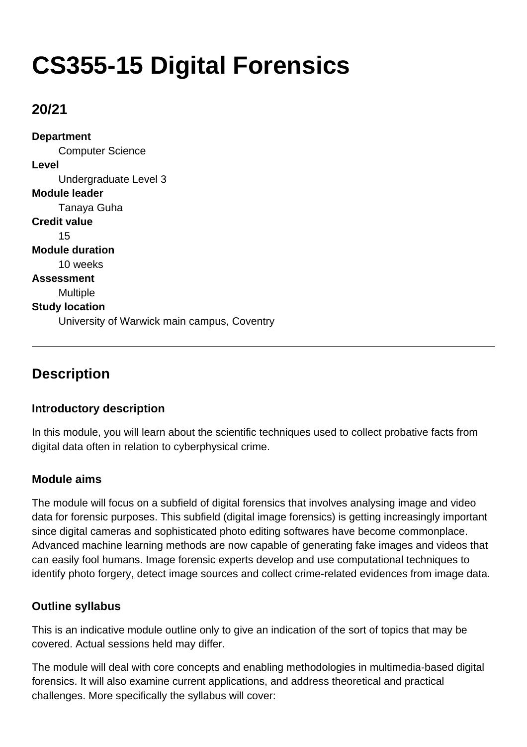# CS355-15 Digital Forensics

## 20/21

**Department**
Computer Science

**Level**
Undergraduate Level 3

**Module leader**
Tanaya Guha

**Credit value**
15

**Module duration**
10 weeks

**Assessment**
Multiple

**Study location**
University of Warwick main campus, Coventry

---

## Description

### Introductory description

In this module, you will learn about the scientific techniques used to collect probative facts from digital data often in relation to cyberphysical crime.

### Module aims

The module will focus on a subfield of digital forensics that involves analysing image and video data for forensic purposes. This subfield (digital image forensics) is getting increasingly important since digital cameras and sophisticated photo editing softwares have become commonplace. Advanced machine learning methods are now capable of generating fake images and videos that can easily fool humans. Image forensic experts develop and use computational techniques to identify photo forgery, detect image sources and collect crime-related evidences from image data.

### Outline syllabus

This is an indicative module outline only to give an indication of the sort of topics that may be covered. Actual sessions held may differ.

The module will deal with core concepts and enabling methodologies in multimedia-based digital forensics. It will also examine current applications, and address theoretical and practical challenges. More specifically the syllabus will cover: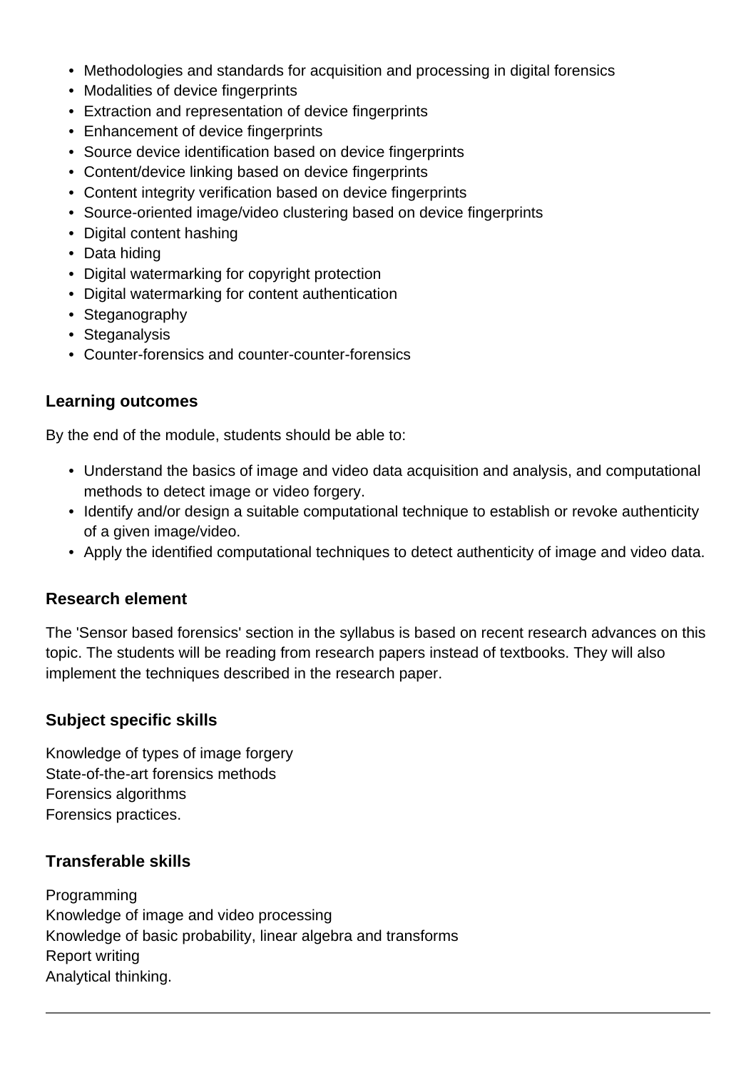- Methodologies and standards for acquisition and processing in digital forensics
- Modalities of device fingerprints
- Extraction and representation of device fingerprints
- Enhancement of device fingerprints
- Source device identification based on device fingerprints
- Content/device linking based on device fingerprints
- Content integrity verification based on device fingerprints
- Source-oriented image/video clustering based on device fingerprints
- Digital content hashing
- Data hiding
- Digital watermarking for copyright protection
- Digital watermarking for content authentication
- Steganography
- Steganalysis
- Counter-forensics and counter-counter-forensics

### Learning outcomes

By the end of the module, students should be able to:

- Understand the basics of image and video data acquisition and analysis, and computational methods to detect image or video forgery.
- Identify and/or design a suitable computational technique to establish or revoke authenticity of a given image/video.
- Apply the identified computational techniques to detect authenticity of image and video data.

### Research element

The 'Sensor based forensics' section in the syllabus is based on recent research advances on this topic. The students will be reading from research papers instead of textbooks. They will also implement the techniques described in the research paper.

### Subject specific skills

Knowledge of types of image forgery
State-of-the-art forensics methods
Forensics algorithms
Forensics practices.

### Transferable skills

Programming
Knowledge of image and video processing
Knowledge of basic probability, linear algebra and transforms
Report writing
Analytical thinking.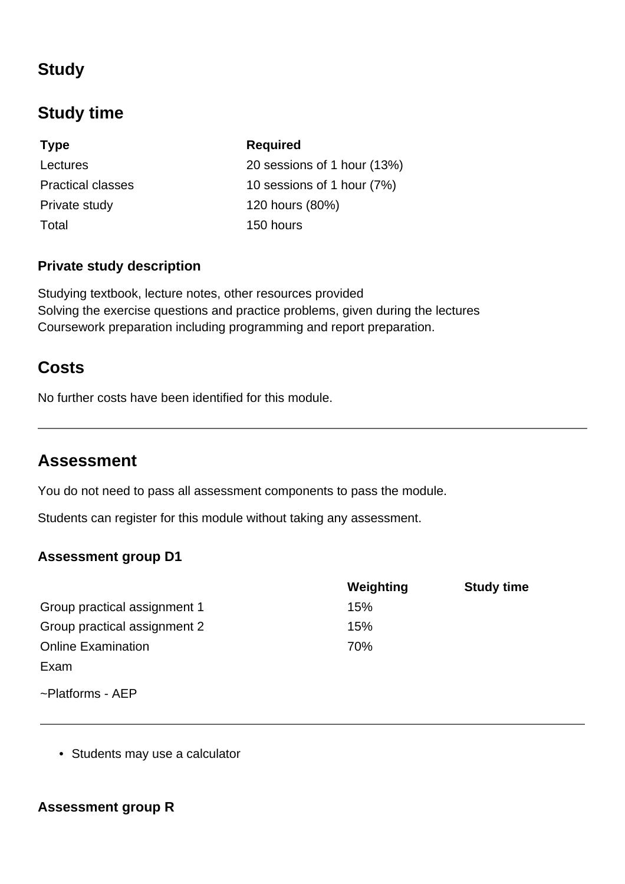## Study

## Study time

| Type | Required |
|---|---|
| Lectures | 20 sessions of 1 hour (13%) |
| Practical classes | 10 sessions of 1 hour (7%) |
| Private study | 120 hours (80%) |
| Total | 150 hours |

### Private study description

Studying textbook, lecture notes, other resources provided
Solving the exercise questions and practice problems, given during the lectures
Coursework preparation including programming and report preparation.

## Costs

No further costs have been identified for this module.

---

## Assessment

You do not need to pass all assessment components to pass the module.

Students can register for this module without taking any assessment.

### Assessment group D1

| | Weighting | Study time |
|---|---|---|
| Group practical assignment 1 | 15% | |
| Group practical assignment 2 | 15% | |
| Online Examination | 70% | |

Exam

~Platforms - AEP

---

- Students may use a calculator

### Assessment group R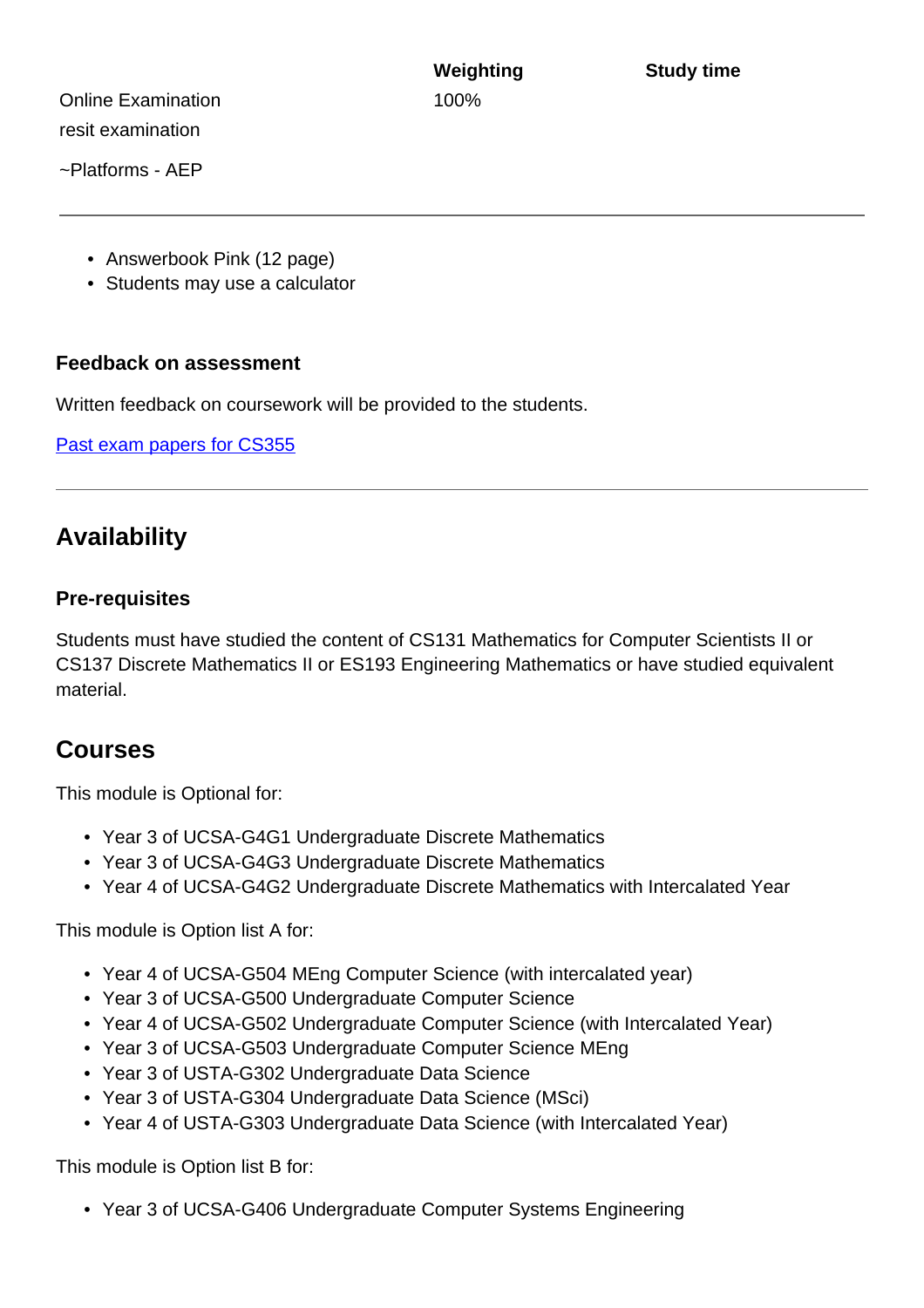| | Weighting | Study time |
|---|---|---|
| Online Examination | 100% | |
| resit examination | | |
| ~Platforms - AEP | | |

- Answerbook Pink (12 page)
- Students may use a calculator

### Feedback on assessment

Written feedback on coursework will be provided to the students.

[Past exam papers for CS355]

## Availability

### Pre-requisites

Students must have studied the content of CS131 Mathematics for Computer Scientists II or CS137 Discrete Mathematics II or ES193 Engineering Mathematics or have studied equivalent material.

## Courses

This module is Optional for:

- Year 3 of UCSA-G4G1 Undergraduate Discrete Mathematics
- Year 3 of UCSA-G4G3 Undergraduate Discrete Mathematics
- Year 4 of UCSA-G4G2 Undergraduate Discrete Mathematics with Intercalated Year

This module is Option list A for:

- Year 4 of UCSA-G504 MEng Computer Science (with intercalated year)
- Year 3 of UCSA-G500 Undergraduate Computer Science
- Year 4 of UCSA-G502 Undergraduate Computer Science (with Intercalated Year)
- Year 3 of UCSA-G503 Undergraduate Computer Science MEng
- Year 3 of USTA-G302 Undergraduate Data Science
- Year 3 of USTA-G304 Undergraduate Data Science (MSci)
- Year 4 of USTA-G303 Undergraduate Data Science (with Intercalated Year)

This module is Option list B for:

- Year 3 of UCSA-G406 Undergraduate Computer Systems Engineering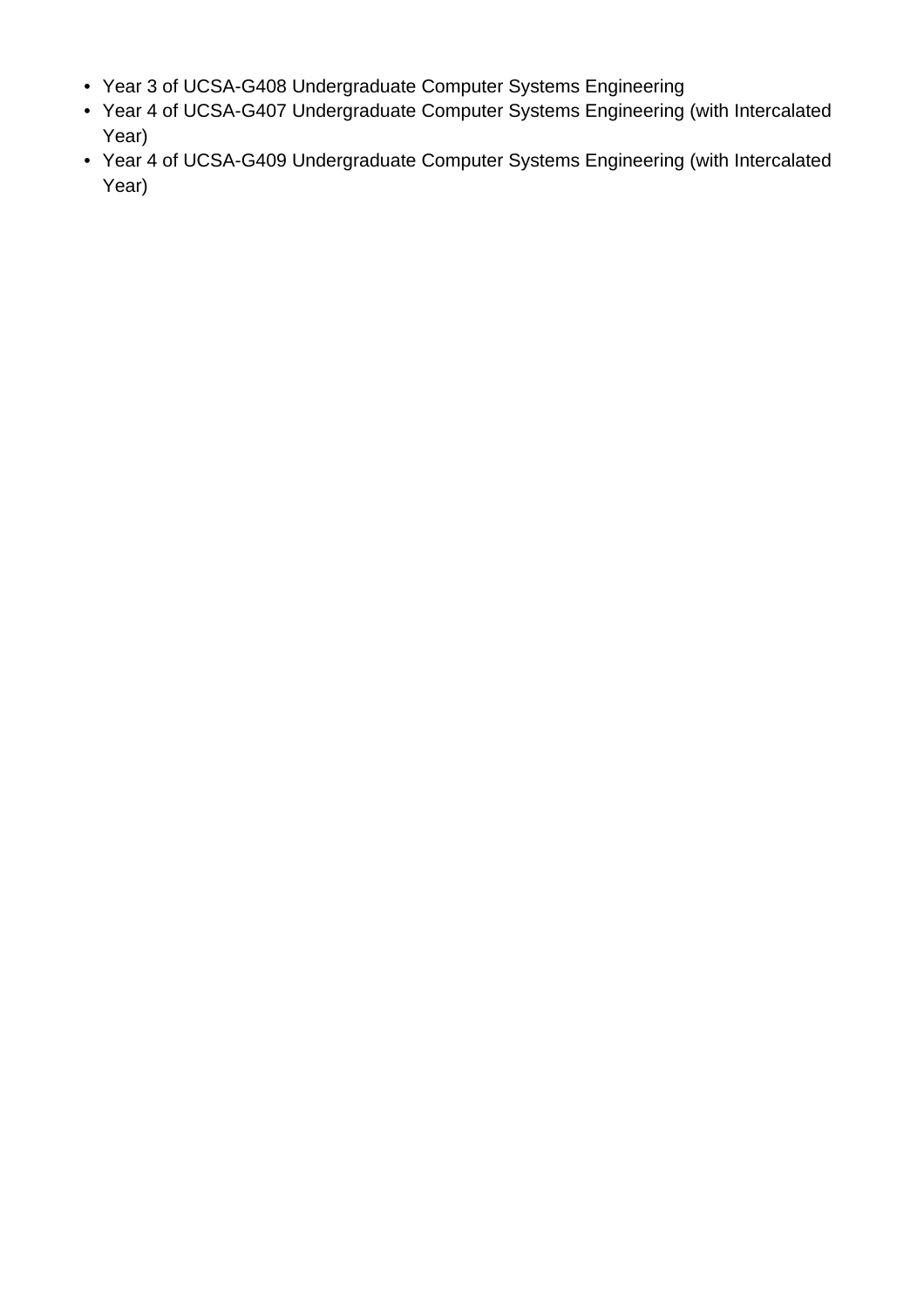- Year 3 of UCSA-G408 Undergraduate Computer Systems Engineering
- Year 4 of UCSA-G407 Undergraduate Computer Systems Engineering (with Intercalated Year)
- Year 4 of UCSA-G409 Undergraduate Computer Systems Engineering (with Intercalated Year)